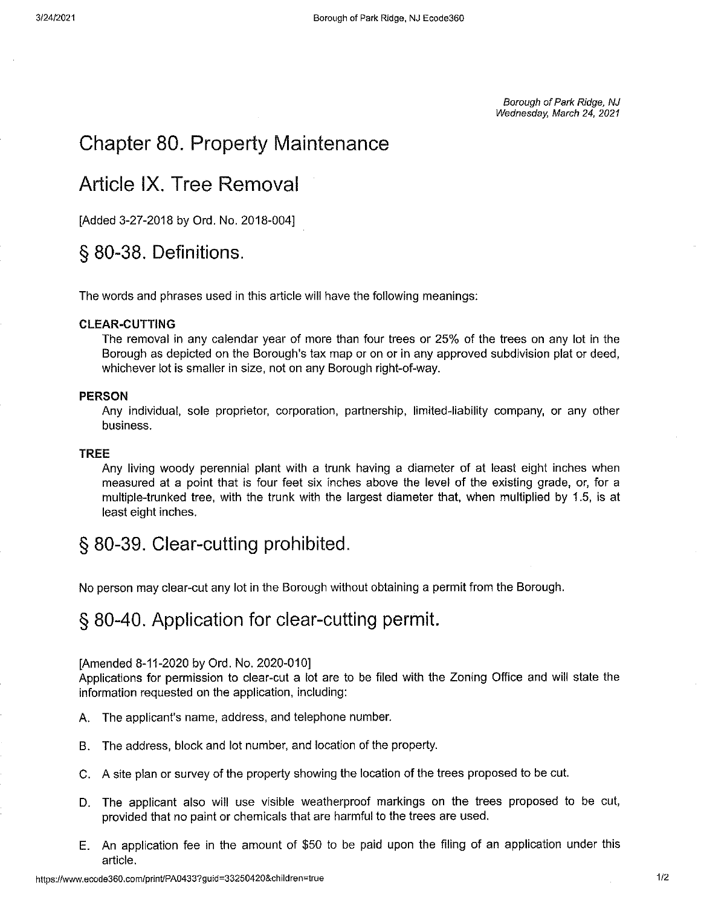*Borough of Park Ridge, NJ*
*Wednesday, March 24, 2021*

# Chapter 80. Property Maintenance

# Article IX. Tree Removal

[Added 3-27-2018 by Ord. No. 2018-004]

## § 80-38. Definitions.

The words and phrases used in this article will have the following meanings:

**CLEAR-CUTTING**

The removal in any calendar year of more than four trees or 25% of the trees on any lot in the Borough as depicted on the Borough's tax map or on or in any approved subdivision plat or deed, whichever lot is smaller in size, not on any Borough right-of-way.

**PERSON**

Any individual, sole proprietor, corporation, partnership, limited-liability company, or any other business.

**TREE**

Any living woody perennial plant with a trunk having a diameter of at least eight inches when measured at a point that is four feet six inches above the level of the existing grade, or, for a multiple-trunked tree, with the trunk with the largest diameter that, when multiplied by 1.5, is at least eight inches.

## § 80-39. Clear-cutting prohibited.

No person may clear-cut any lot in the Borough without obtaining a permit from the Borough.

## § 80-40. Application for clear-cutting permit.

[Amended 8-11-2020 by Ord. No. 2020-010]

Applications for permission to clear-cut a lot are to be filed with the Zoning Office and will state the information requested on the application, including:

A. The applicant's name, address, and telephone number.

B. The address, block and lot number, and location of the property.

C. A site plan or survey of the property showing the location of the trees proposed to be cut.

D. The applicant also will use visible weatherproof markings on the trees proposed to be cut, provided that no paint or chemicals that are harmful to the trees are used.

E. An application fee in the amount of $50 to be paid upon the filing of an application under this article.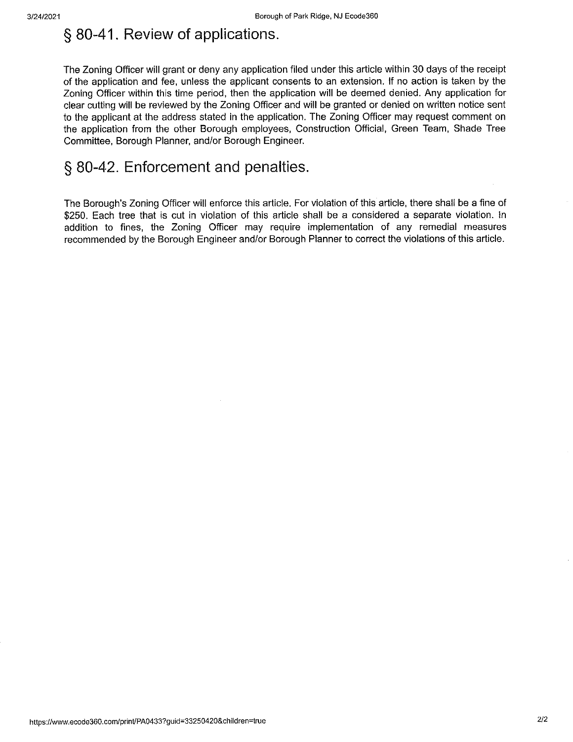## § 80-41. Review of applications.

The Zoning Officer will grant or deny any application filed under this article within 30 days of the receipt of the application and fee, unless the applicant consents to an extension. If no action is taken by the Zoning Officer within this time period, then the application will be deemed denied. Any application for clear cutting will be reviewed by the Zoning Officer and will be granted or denied on written notice sent to the applicant at the address stated in the application. The Zoning Officer may request comment on the application from the other Borough employees, Construction Official, Green Team, Shade Tree Committee, Borough Planner, and/or Borough Engineer.

## § 80-42. Enforcement and penalties.

The Borough's Zoning Officer will enforce this article. For violation of this article, there shall be a fine of $250. Each tree that is cut in violation of this article shall be a considered a separate violation. In addition to fines, the Zoning Officer may require implementation of any remedial measures recommended by the Borough Engineer and/or Borough Planner to correct the violations of this article.